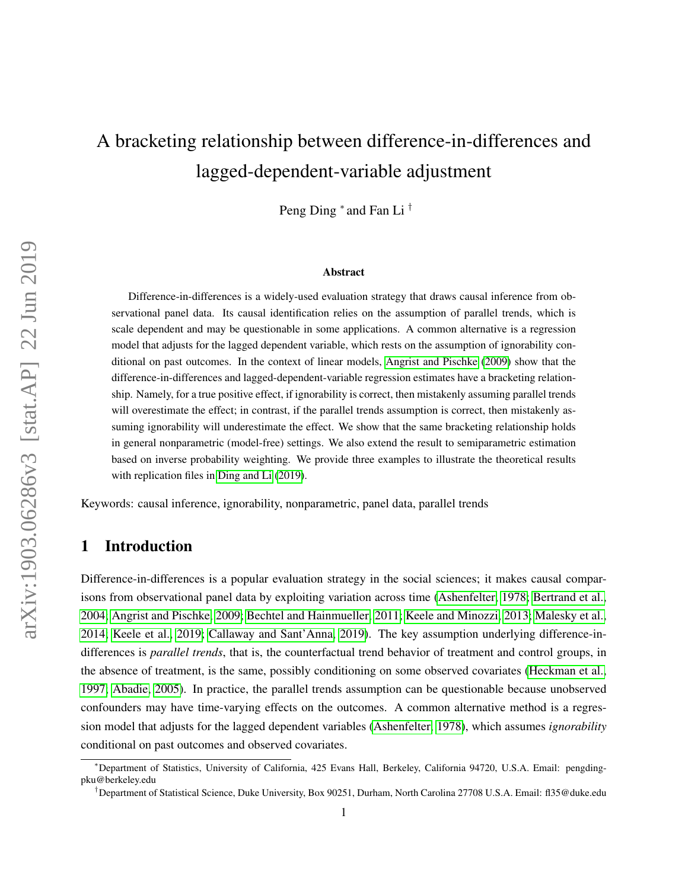// A bracketing relationship between difference-in-differences and lagged-dependent-variable adjustment

Peng Ding [*] and Fan Li [†]

### Abstract

Difference-in-differences is a widely-used evaluation strategy that draws causal inference from observational panel data. Its causal identification relies on the assumption of parallel trends, which is scale dependent and may be questionable in some applications. A common alternative is a regression model that adjusts for the lagged dependent variable, which rests on the assumption of ignorability conditional on past outcomes. In the context of linear models, Angrist and Pischke (2009) show that the difference-in-differences and lagged-dependent-variable regression estimates have a bracketing relationship. Namely, for a true positive effect, if ignorability is correct, then mistakenly assuming parallel trends will overestimate the effect; in contrast, if the parallel trends assumption is correct, then mistakenly assuming ignorability will underestimate the effect. We show that the same bracketing relationship holds in general nonparametric (model-free) settings. We also extend the result to semiparametric estimation based on inverse probability weighting. We provide three examples to illustrate the theoretical results with replication files in Ding and Li (2019).

Keywords: causal inference, ignorability, nonparametric, panel data, parallel trends

## 1 Introduction

Difference-in-differences is a popular evaluation strategy in the social sciences; it makes causal comparisons from observational panel data by exploiting variation across time (Ashenfelter, 1978; Bertrand et al., 2004; Angrist and Pischke, 2009; Bechtel and Hainmueller, 2011; Keele and Minozzi, 2013; Malesky et al., 2014; Keele et al., 2019; Callaway and Sant'Anna, 2019). The key assumption underlying difference-in-differences is *parallel trends*, that is, the counterfactual trend behavior of treatment and control groups, in the absence of treatment, is the same, possibly conditioning on some observed covariates (Heckman et al., 1997; Abadie, 2005). In practice, the parallel trends assumption can be questionable because unobserved confounders may have time-varying effects on the outcomes. A common alternative method is a regression model that adjusts for the lagged dependent variables (Ashenfelter, 1978), which assumes *ignorability* conditional on past outcomes and observed covariates.

[*] Department of Statistics, University of California, 425 Evans Hall, Berkeley, California 94720, U.S.A. Email: pengdingpku@berkeley.edu

[†] Department of Statistical Science, Duke University, Box 90251, Durham, North Carolina 27708 U.S.A. Email: fl35@duke.edu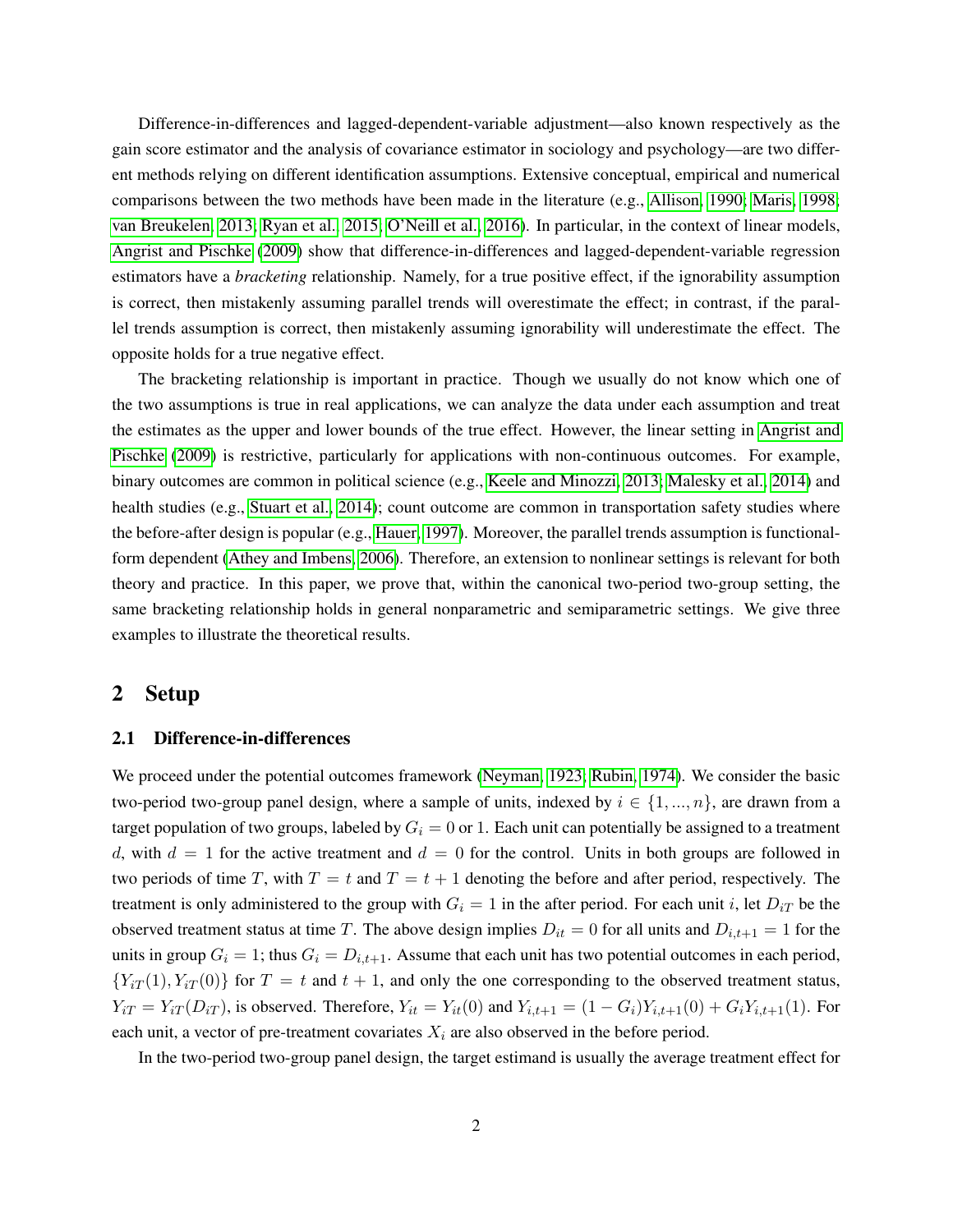Difference-in-differences and lagged-dependent-variable adjustment—also known respectively as the gain score estimator and the analysis of covariance estimator in sociology and psychology—are two different methods relying on different identification assumptions. Extensive conceptual, empirical and numerical comparisons between the two methods have been made in the literature (e.g., Allison, 1990; Maris, 1998; van Breukelen, 2013; Ryan et al., 2015; O'Neill et al., 2016). In particular, in the context of linear models, Angrist and Pischke (2009) show that difference-in-differences and lagged-dependent-variable regression estimators have a *bracketing* relationship. Namely, for a true positive effect, if the ignorability assumption is correct, then mistakenly assuming parallel trends will overestimate the effect; in contrast, if the parallel trends assumption is correct, then mistakenly assuming ignorability will underestimate the effect. The opposite holds for a true negative effect.

The bracketing relationship is important in practice. Though we usually do not know which one of the two assumptions is true in real applications, we can analyze the data under each assumption and treat the estimates as the upper and lower bounds of the true effect. However, the linear setting in Angrist and Pischke (2009) is restrictive, particularly for applications with non-continuous outcomes. For example, binary outcomes are common in political science (e.g., Keele and Minozzi, 2013; Malesky et al., 2014) and health studies (e.g., Stuart et al., 2014); count outcome are common in transportation safety studies where the before-after design is popular (e.g., Hauer, 1997). Moreover, the parallel trends assumption is functional-form dependent (Athey and Imbens, 2006). Therefore, an extension to nonlinear settings is relevant for both theory and practice. In this paper, we prove that, within the canonical two-period two-group setting, the same bracketing relationship holds in general nonparametric and semiparametric settings. We give three examples to illustrate the theoretical results.

## 2 Setup

### 2.1 Difference-in-differences

We proceed under the potential outcomes framework (Neyman, 1923; Rubin, 1974). We consider the basic two-period two-group panel design, where a sample of units, indexed by $i \in \{1, ..., n\}$, are drawn from a target population of two groups, labeled by $G_i = 0$ or $1$. Each unit can potentially be assigned to a treatment $d$, with $d = 1$ for the active treatment and $d = 0$ for the control. Units in both groups are followed in two periods of time $T$, with $T = t$ and $T = t + 1$ denoting the before and after period, respectively. The treatment is only administered to the group with $G_i = 1$ in the after period. For each unit $i$, let $D_{iT}$ be the observed treatment status at time $T$. The above design implies $D_{it} = 0$ for all units and $D_{i,t+1} = 1$ for the units in group $G_i = 1$; thus $G_i = D_{i,t+1}$. Assume that each unit has two potential outcomes in each period, $\{Y_{iT}(1), Y_{iT}(0)\}$ for $T = t$ and $t + 1$, and only the one corresponding to the observed treatment status, $Y_{iT} = Y_{iT}(D_{iT})$, is observed. Therefore, $Y_{it} = Y_{it}(0)$ and $Y_{i,t+1} = (1 - G_i)Y_{i,t+1}(0) + G_iY_{i,t+1}(1)$. For each unit, a vector of pre-treatment covariates $X_i$ are also observed in the before period.

In the two-period two-group panel design, the target estimand is usually the average treatment effect for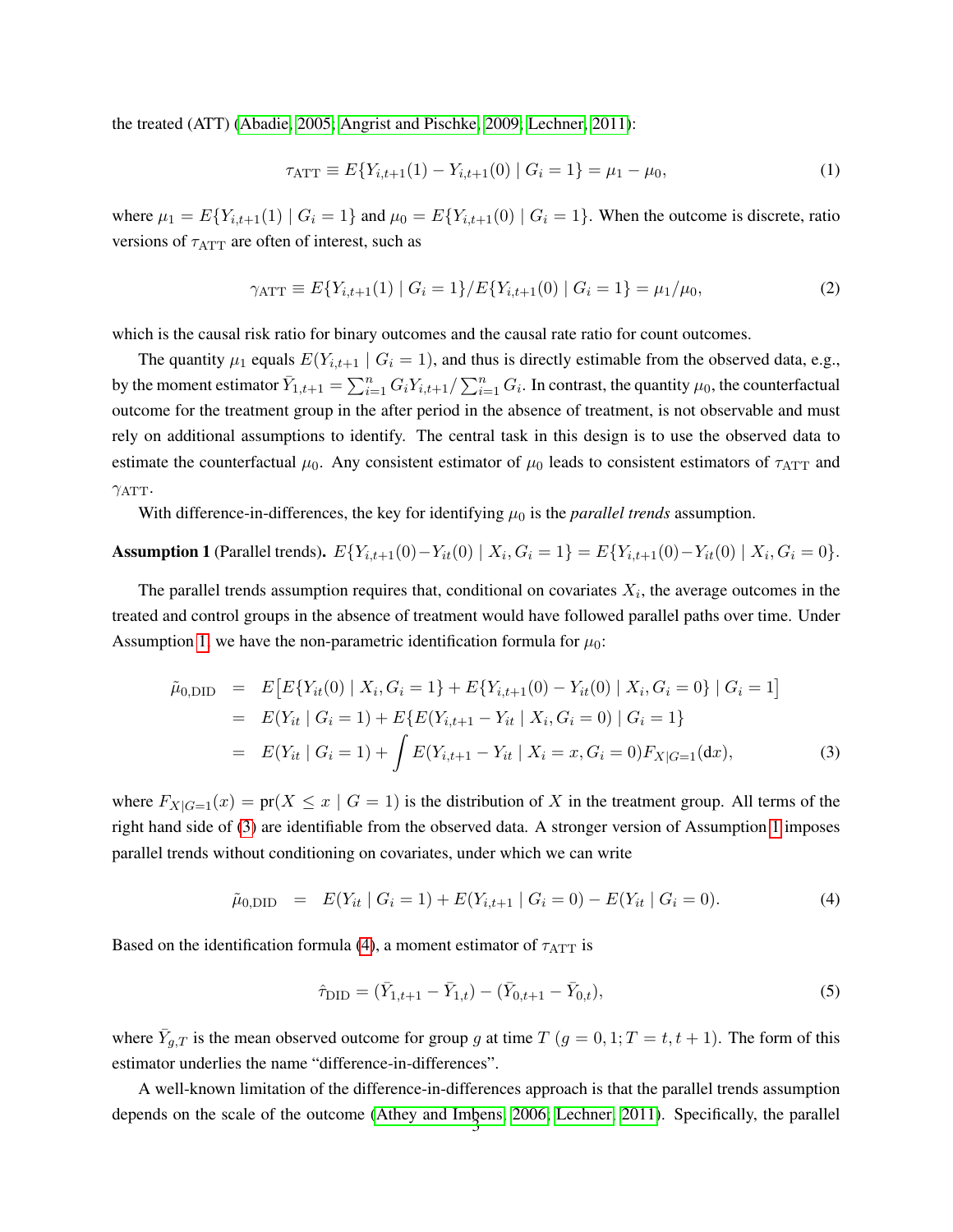the treated (ATT) (Abadie, 2005; Angrist and Pischke, 2009; Lechner, 2011):

$$\tau_{\mathrm{ATT}} \equiv E\{Y_{i,t+1}(1) - Y_{i,t+1}(0) \mid G_i = 1\} = \mu_1 - \mu_0, \tag{1}$$

where $\mu_1 = E\{Y_{i,t+1}(1) \mid G_i = 1\}$ and $\mu_0 = E\{Y_{i,t+1}(0) \mid G_i = 1\}$. When the outcome is discrete, ratio versions of $\tau_{\mathrm{ATT}}$ are often of interest, such as

$$\gamma_{\mathrm{ATT}} \equiv E\{Y_{i,t+1}(1) \mid G_i = 1\}/E\{Y_{i,t+1}(0) \mid G_i = 1\} = \mu_1/\mu_0, \tag{2}$$

which is the causal risk ratio for binary outcomes and the causal rate ratio for count outcomes.

The quantity $\mu_1$ equals $E(Y_{i,t+1} \mid G_i = 1)$, and thus is directly estimable from the observed data, e.g., by the moment estimator $\bar{Y}_{1,t+1} = \sum_{i=1}^n G_i Y_{i,t+1} / \sum_{i=1}^n G_i$. In contrast, the quantity $\mu_0$, the counterfactual outcome for the treatment group in the after period in the absence of treatment, is not observable and must rely on additional assumptions to identify. The central task in this design is to use the observed data to estimate the counterfactual $\mu_0$. Any consistent estimator of $\mu_0$ leads to consistent estimators of $\tau_{\mathrm{ATT}}$ and $\gamma_{\mathrm{ATT}}$.

With difference-in-differences, the key for identifying $\mu_0$ is the *parallel trends* assumption.

**Assumption 1** (Parallel trends). $E\{Y_{i,t+1}(0) - Y_{it}(0) \mid X_i, G_i = 1\} = E\{Y_{i,t+1}(0) - Y_{it}(0) \mid X_i, G_i = 0\}$.

The parallel trends assumption requires that, conditional on covariates $X_i$, the average outcomes in the treated and control groups in the absence of treatment would have followed parallel paths over time. Under Assumption 1, we have the non-parametric identification formula for $\mu_0$:

$$\begin{aligned}
\tilde{\mu}_{0,\mathrm{DID}} &= E\big[E\{Y_{it}(0) \mid X_i, G_i = 1\} + E\{Y_{i,t+1}(0) - Y_{it}(0) \mid X_i, G_i = 0\} \mid G_i = 1\big] \\
&= E(Y_{it} \mid G_i = 1) + E\{E(Y_{i,t+1} - Y_{it} \mid X_i, G_i = 0) \mid G_i = 1\} \\
&= E(Y_{it} \mid G_i = 1) + \int E(Y_{i,t+1} - Y_{it} \mid X_i = x, G_i = 0) F_{X\mid G=1}(\mathrm{d}x),
\end{aligned} \tag{3}$$

where $F_{X\mid G=1}(x) = \mathrm{pr}(X \le x \mid G = 1)$ is the distribution of $X$ in the treatment group. All terms of the right hand side of (3) are identifiable from the observed data. A stronger version of Assumption 1 imposes parallel trends without conditioning on covariates, under which we can write

$$\tilde{\mu}_{0,\mathrm{DID}} = E(Y_{it} \mid G_i = 1) + E(Y_{i,t+1} \mid G_i = 0) - E(Y_{it} \mid G_i = 0). \tag{4}$$

Based on the identification formula (4), a moment estimator of $\tau_{\mathrm{ATT}}$ is

$$\hat{\tau}_{\mathrm{DID}} = (\bar{Y}_{1,t+1} - \bar{Y}_{1,t}) - (\bar{Y}_{0,t+1} - \bar{Y}_{0,t}), \tag{5}$$

where $\bar{Y}_{g,T}$ is the mean observed outcome for group $g$ at time $T$ ($g = 0, 1; T = t, t+1$). The form of this estimator underlies the name "difference-in-differences".

A well-known limitation of the difference-in-differences approach is that the parallel trends assumption depends on the scale of the outcome (Athey and Imbens, 2006; Lechner, 2011). Specifically, the parallel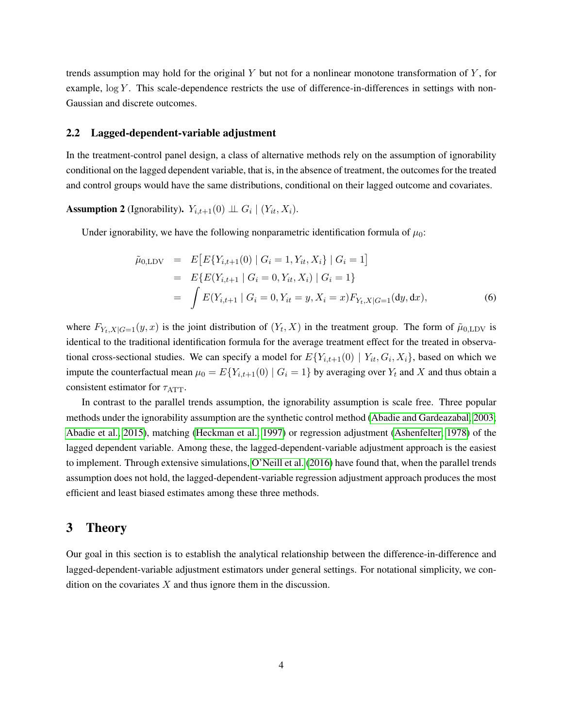trends assumption may hold for the original $Y$ but not for a nonlinear monotone transformation of $Y$, for example, $\log Y$. This scale-dependence restricts the use of difference-in-differences in settings with non-Gaussian and discrete outcomes.

### 2.2 Lagged-dependent-variable adjustment

In the treatment-control panel design, a class of alternative methods rely on the assumption of ignorability conditional on the lagged dependent variable, that is, in the absence of treatment, the outcomes for the treated and control groups would have the same distributions, conditional on their lagged outcome and covariates.

**Assumption 2** (Ignorability). $Y_{i,t+1}(0) \perp\!\!\!\perp G_i \mid (Y_{it}, X_i)$.

Under ignorability, we have the following nonparametric identification formula of $\mu_0$:

$$
\begin{aligned}
\tilde{\mu}_{0,\mathrm{LDV}} &= E\big[E\{Y_{i,t+1}(0) \mid G_i = 1, Y_{it}, X_i\} \mid G_i = 1\big] \\
&= E\{E(Y_{i,t+1} \mid G_i = 0, Y_{it}, X_i) \mid G_i = 1\} \\
&= \int E(Y_{i,t+1} \mid G_i = 0, Y_{it} = y, X_i = x) F_{Y_t, X \mid G=1}(\mathrm{d}y, \mathrm{d}x), \qquad (6)
\end{aligned}
$$

where $F_{Y_t, X|G=1}(y, x)$ is the joint distribution of $(Y_t, X)$ in the treatment group. The form of $\tilde{\mu}_{0,\mathrm{LDV}}$ is identical to the traditional identification formula for the average treatment effect for the treated in observational cross-sectional studies. We can specify a model for $E\{Y_{i,t+1}(0) \mid Y_{it}, G_i, X_i\}$, based on which we impute the counterfactual mean $\mu_0 = E\{Y_{i,t+1}(0) \mid G_i = 1\}$ by averaging over $Y_t$ and $X$ and thus obtain a consistent estimator for $\tau_{\mathrm{ATT}}$.

In contrast to the parallel trends assumption, the ignorability assumption is scale free. Three popular methods under the ignorability assumption are the synthetic control method (Abadie and Gardeazabal, 2003; Abadie et al., 2015), matching (Heckman et al., 1997) or regression adjustment (Ashenfelter, 1978) of the lagged dependent variable. Among these, the lagged-dependent-variable adjustment approach is the easiest to implement. Through extensive simulations, O'Neill et al. (2016) have found that, when the parallel trends assumption does not hold, the lagged-dependent-variable regression adjustment approach produces the most efficient and least biased estimates among these three methods.

## 3 Theory

Our goal in this section is to establish the analytical relationship between the difference-in-difference and lagged-dependent-variable adjustment estimators under general settings. For notational simplicity, we condition on the covariates $X$ and thus ignore them in the discussion.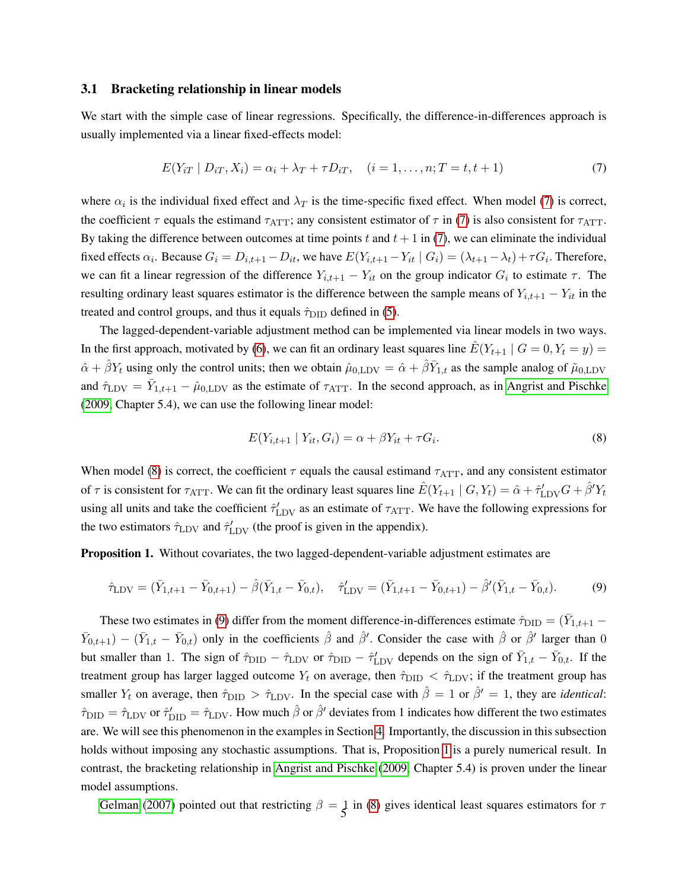### 3.1 Bracketing relationship in linear models

We start with the simple case of linear regressions. Specifically, the difference-in-differences approach is usually implemented via a linear fixed-effects model:

$$E(Y_{iT} \mid D_{iT}, X_i) = \alpha_i + \lambda_T + \tau D_{iT}, \quad (i = 1, \ldots, n; T = t, t+1) \tag{7}$$

where $\alpha_i$ is the individual fixed effect and $\lambda_T$ is the time-specific fixed effect. When model (7) is correct, the coefficient $\tau$ equals the estimand $\tau_{\text{ATT}}$; any consistent estimator of $\tau$ in (7) is also consistent for $\tau_{\text{ATT}}$. By taking the difference between outcomes at time points $t$ and $t+1$ in (7), we can eliminate the individual fixed effects $\alpha_i$. Because $G_i = D_{i,t+1} - D_{it}$, we have $E(Y_{i,t+1} - Y_{it} \mid G_i) = (\lambda_{t+1} - \lambda_t) + \tau G_i$. Therefore, we can fit a linear regression of the difference $Y_{i,t+1} - Y_{it}$ on the group indicator $G_i$ to estimate $\tau$. The resulting ordinary least squares estimator is the difference between the sample means of $Y_{i,t+1} - Y_{it}$ in the treated and control groups, and thus it equals $\hat{\tau}_{\text{DID}}$ defined in (5).

The lagged-dependent-variable adjustment method can be implemented via linear models in two ways. In the first approach, motivated by (6), we can fit an ordinary least squares line $\hat{E}(Y_{t+1} \mid G = 0, Y_t = y) = \hat{\alpha} + \hat{\beta} Y_t$ using only the control units; then we obtain $\hat{\mu}_{0,\text{LDV}} = \hat{\alpha} + \hat{\beta}\bar{Y}_{1,t}$ as the sample analog of $\tilde{\mu}_{0,\text{LDV}}$ and $\hat{\tau}_{\text{LDV}} = \bar{Y}_{1,t+1} - \hat{\mu}_{0,\text{LDV}}$ as the estimate of $\tau_{\text{ATT}}$. In the second approach, as in Angrist and Pischke (2009, Chapter 5.4), we can use the following linear model:

$$E(Y_{i,t+1} \mid Y_{it}, G_i) = \alpha + \beta Y_{it} + \tau G_i. \tag{8}$$

When model (8) is correct, the coefficient $\tau$ equals the causal estimand $\tau_{\text{ATT}}$, and any consistent estimator of $\tau$ is consistent for $\tau_{\text{ATT}}$. We can fit the ordinary least squares line $\hat{E}(Y_{t+1} \mid G, Y_t) = \hat{\alpha} + \hat{\tau}'_{\text{LDV}} G + \hat{\beta}' Y_t$ using all units and take the coefficient $\hat{\tau}'_{\text{LDV}}$ as an estimate of $\tau_{\text{ATT}}$. We have the following expressions for the two estimators $\hat{\tau}_{\text{LDV}}$ and $\hat{\tau}'_{\text{LDV}}$ (the proof is given in the appendix).

**Proposition 1.** Without covariates, the two lagged-dependent-variable adjustment estimates are

$$\hat{\tau}_{\text{LDV}} = (\bar{Y}_{1,t+1} - \bar{Y}_{0,t+1}) - \hat{\beta}(\bar{Y}_{1,t} - \bar{Y}_{0,t}), \quad \hat{\tau}'_{\text{LDV}} = (\bar{Y}_{1,t+1} - \bar{Y}_{0,t+1}) - \hat{\beta}'(\bar{Y}_{1,t} - \bar{Y}_{0,t}). \tag{9}$$

These two estimates in (9) differ from the moment difference-in-differences estimate $\hat{\tau}_{\text{DID}} = (\bar{Y}_{1,t+1} - \bar{Y}_{0,t+1}) - (\bar{Y}_{1,t} - \bar{Y}_{0,t})$ only in the coefficients $\hat{\beta}$ and $\hat{\beta}'$. Consider the case with $\hat{\beta}$ or $\hat{\beta}'$ larger than 0 but smaller than 1. The sign of $\hat{\tau}_{\text{DID}} - \hat{\tau}_{\text{LDV}}$ or $\hat{\tau}_{\text{DID}} - \hat{\tau}'_{\text{LDV}}$ depends on the sign of $\bar{Y}_{1,t} - \bar{Y}_{0,t}$. If the treatment group has larger lagged outcome $Y_t$ on average, then $\hat{\tau}_{\text{DID}} < \hat{\tau}_{\text{LDV}}$; if the treatment group has smaller $Y_t$ on average, then $\hat{\tau}_{\text{DID}} > \hat{\tau}_{\text{LDV}}$. In the special case with $\hat{\beta} = 1$ or $\hat{\beta}' = 1$, they are *identical*: $\hat{\tau}_{\text{DID}} = \hat{\tau}_{\text{LDV}}$ or $\hat{\tau}'_{\text{DID}} = \hat{\tau}_{\text{LDV}}$. How much $\hat{\beta}$ or $\hat{\beta}'$ deviates from 1 indicates how different the two estimates are. We will see this phenomenon in the examples in Section 4. Importantly, the discussion in this subsection holds without imposing any stochastic assumptions. That is, Proposition 1 is a purely numerical result. In contrast, the bracketing relationship in Angrist and Pischke (2009, Chapter 5.4) is proven under the linear model assumptions.

Gelman (2007) pointed out that restricting $\beta = 1$ in (8) gives identical least squares estimators for $\tau$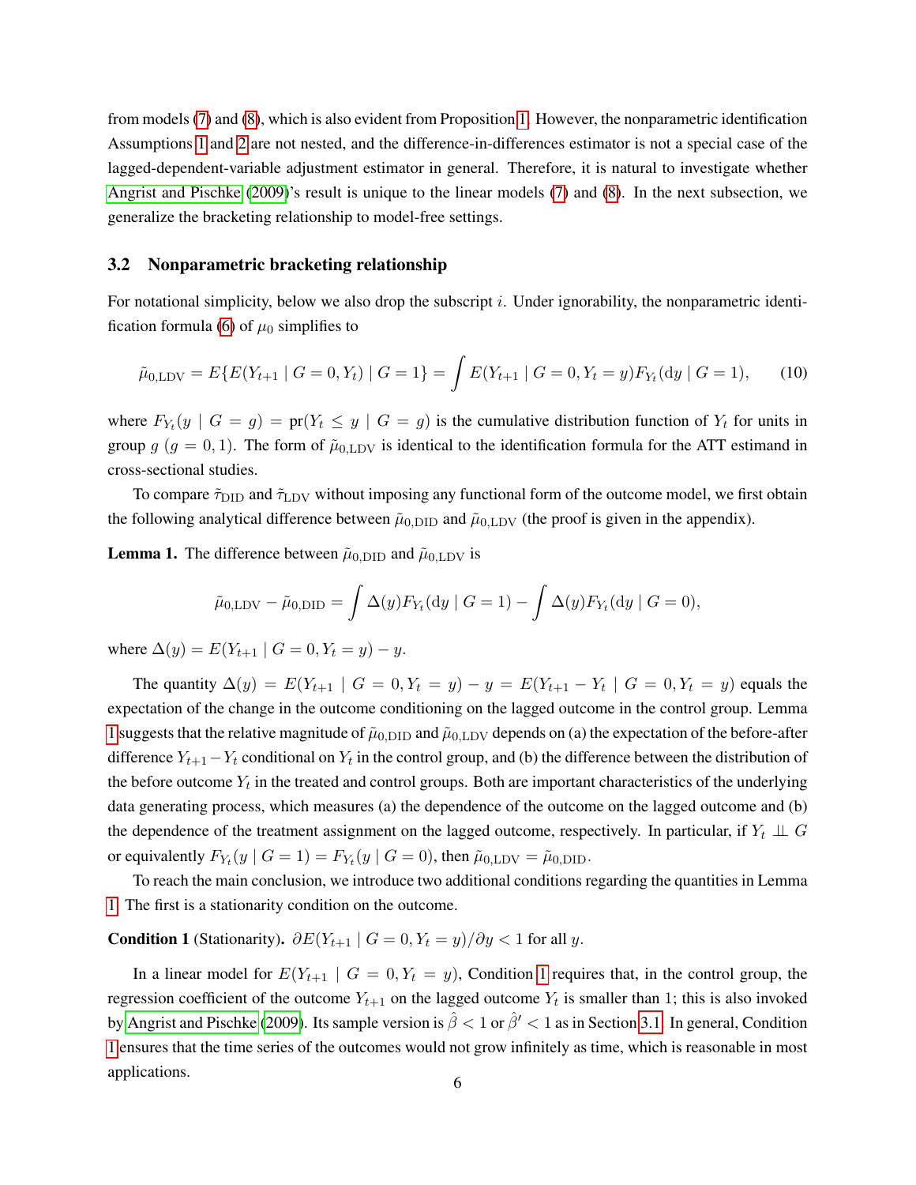from models (7) and (8), which is also evident from Proposition 1. However, the nonparametric identification Assumptions 1 and 2 are not nested, and the difference-in-differences estimator is not a special case of the lagged-dependent-variable adjustment estimator in general. Therefore, it is natural to investigate whether Angrist and Pischke (2009)'s result is unique to the linear models (7) and (8). In the next subsection, we generalize the bracketing relationship to model-free settings.

### 3.2 Nonparametric bracketing relationship

For notational simplicity, below we also drop the subscript $i$. Under ignorability, the nonparametric identification formula (6) of $\mu_0$ simplifies to

$$\tilde{\mu}_{0,\mathrm{LDV}} = E\{E(Y_{t+1} \mid G = 0, Y_t) \mid G = 1\} = \int E(Y_{t+1} \mid G = 0, Y_t = y) F_{Y_t}(\mathrm{d}y \mid G = 1), \tag{10}$$

where $F_{Y_t}(y \mid G = g) = \mathrm{pr}(Y_t \leq y \mid G = g)$ is the cumulative distribution function of $Y_t$ for units in group $g$ ($g = 0, 1$). The form of $\tilde{\mu}_{0,\mathrm{LDV}}$ is identical to the identification formula for the ATT estimand in cross-sectional studies.

To compare $\tilde{\tau}_{\mathrm{DID}}$ and $\tilde{\tau}_{\mathrm{LDV}}$ without imposing any functional form of the outcome model, we first obtain the following analytical difference between $\tilde{\mu}_{0,\mathrm{DID}}$ and $\tilde{\mu}_{0,\mathrm{LDV}}$ (the proof is given in the appendix).

**Lemma 1.** The difference between $\tilde{\mu}_{0,\mathrm{DID}}$ and $\tilde{\mu}_{0,\mathrm{LDV}}$ is

$$\tilde{\mu}_{0,\mathrm{LDV}} - \tilde{\mu}_{0,\mathrm{DID}} = \int \Delta(y) F_{Y_t}(\mathrm{d}y \mid G = 1) - \int \Delta(y) F_{Y_t}(\mathrm{d}y \mid G = 0),$$

where $\Delta(y) = E(Y_{t+1} \mid G = 0, Y_t = y) - y$.

The quantity $\Delta(y) = E(Y_{t+1} \mid G = 0, Y_t = y) - y = E(Y_{t+1} - Y_t \mid G = 0, Y_t = y)$ equals the expectation of the change in the outcome conditioning on the lagged outcome in the control group. Lemma 1 suggests that the relative magnitude of $\tilde{\mu}_{0,\mathrm{DID}}$ and $\tilde{\mu}_{0,\mathrm{LDV}}$ depends on (a) the expectation of the before-after difference $Y_{t+1} - Y_t$ conditional on $Y_t$ in the control group, and (b) the difference between the distribution of the before outcome $Y_t$ in the treated and control groups. Both are important characteristics of the underlying data generating process, which measures (a) the dependence of the outcome on the lagged outcome and (b) the dependence of the treatment assignment on the lagged outcome, respectively. In particular, if $Y_t \perp\!\!\!\perp G$ or equivalently $F_{Y_t}(y \mid G = 1) = F_{Y_t}(y \mid G = 0)$, then $\tilde{\mu}_{0,\mathrm{LDV}} = \tilde{\mu}_{0,\mathrm{DID}}$.

To reach the main conclusion, we introduce two additional conditions regarding the quantities in Lemma 1. The first is a stationarity condition on the outcome.

**Condition 1** (Stationarity). $\partial E(Y_{t+1} \mid G = 0, Y_t = y)/\partial y < 1$ for all $y$.

In a linear model for $E(Y_{t+1} \mid G = 0, Y_t = y)$, Condition 1 requires that, in the control group, the regression coefficient of the outcome $Y_{t+1}$ on the lagged outcome $Y_t$ is smaller than 1; this is also invoked by Angrist and Pischke (2009). Its sample version is $\hat{\beta} < 1$ or $\hat{\beta}' < 1$ as in Section 3.1. In general, Condition 1 ensures that the time series of the outcomes would not grow infinitely as time, which is reasonable in most applications.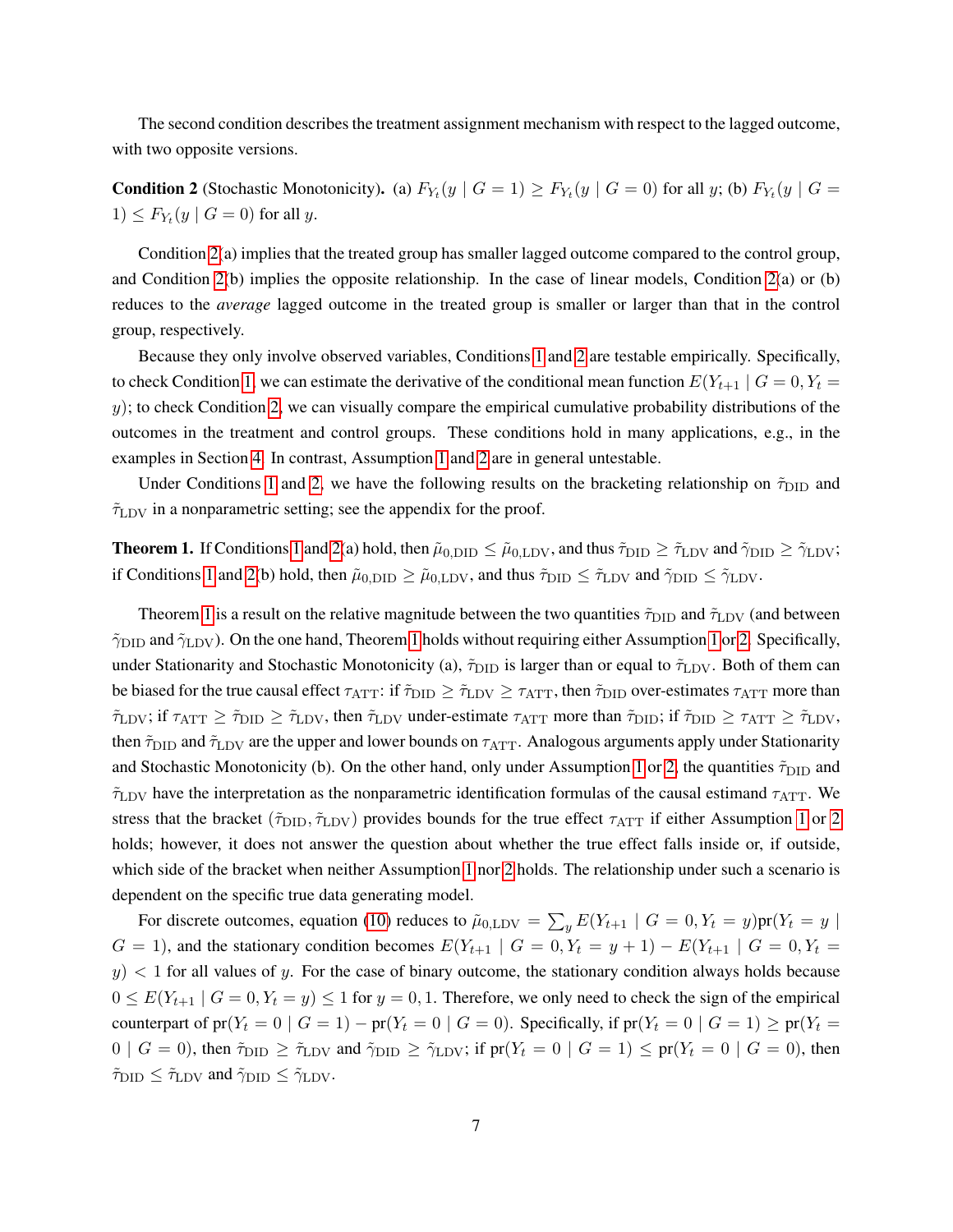The second condition describes the treatment assignment mechanism with respect to the lagged outcome, with two opposite versions.

**Condition 2** (Stochastic Monotonicity). (a) $F_{Y_t}(y \mid G = 1) \geq F_{Y_t}(y \mid G = 0)$ for all $y$; (b) $F_{Y_t}(y \mid G = 1) \leq F_{Y_t}(y \mid G = 0)$ for all $y$.

Condition 2(a) implies that the treated group has smaller lagged outcome compared to the control group, and Condition 2(b) implies the opposite relationship. In the case of linear models, Condition 2(a) or (b) reduces to the *average* lagged outcome in the treated group is smaller or larger than that in the control group, respectively.

Because they only involve observed variables, Conditions 1 and 2 are testable empirically. Specifically, to check Condition 1, we can estimate the derivative of the conditional mean function $E(Y_{t+1} \mid G = 0, Y_t = y)$; to check Condition 2, we can visually compare the empirical cumulative probability distributions of the outcomes in the treatment and control groups. These conditions hold in many applications, e.g., in the examples in Section 4. In contrast, Assumption 1 and 2 are in general untestable.

Under Conditions 1 and 2, we have the following results on the bracketing relationship on $\tilde{\tau}_{\text{DID}}$ and $\tilde{\tau}_{\text{LDV}}$ in a nonparametric setting; see the appendix for the proof.

**Theorem 1.** If Conditions 1 and 2(a) hold, then $\tilde{\mu}_{0,\text{DID}} \leq \tilde{\mu}_{0,\text{LDV}}$, and thus $\tilde{\tau}_{\text{DID}} \geq \tilde{\tau}_{\text{LDV}}$ and $\tilde{\gamma}_{\text{DID}} \geq \tilde{\gamma}_{\text{LDV}}$; if Conditions 1 and 2(b) hold, then $\tilde{\mu}_{0,\text{DID}} \geq \tilde{\mu}_{0,\text{LDV}}$, and thus $\tilde{\tau}_{\text{DID}} \leq \tilde{\tau}_{\text{LDV}}$ and $\tilde{\gamma}_{\text{DID}} \leq \tilde{\gamma}_{\text{LDV}}$.

Theorem 1 is a result on the relative magnitude between the two quantities $\tilde{\tau}_{\text{DID}}$ and $\tilde{\tau}_{\text{LDV}}$ (and between $\tilde{\gamma}_{\text{DID}}$ and $\tilde{\gamma}_{\text{LDV}}$). On the one hand, Theorem 1 holds without requiring either Assumption 1 or 2. Specifically, under Stationarity and Stochastic Monotonicity (a), $\tilde{\tau}_{\text{DID}}$ is larger than or equal to $\tilde{\tau}_{\text{LDV}}$. Both of them can be biased for the true causal effect $\tau_{\text{ATT}}$: if $\tilde{\tau}_{\text{DID}} \geq \tilde{\tau}_{\text{LDV}} \geq \tau_{\text{ATT}}$, then $\tilde{\tau}_{\text{DID}}$ over-estimates $\tau_{\text{ATT}}$ more than $\tilde{\tau}_{\text{LDV}}$; if $\tau_{\text{ATT}} \geq \tilde{\tau}_{\text{DID}} \geq \tilde{\tau}_{\text{LDV}}$, then $\tilde{\tau}_{\text{LDV}}$ under-estimate $\tau_{\text{ATT}}$ more than $\tilde{\tau}_{\text{DID}}$; if $\tilde{\tau}_{\text{DID}} \geq \tau_{\text{ATT}} \geq \tilde{\tau}_{\text{LDV}}$, then $\tilde{\tau}_{\text{DID}}$ and $\tilde{\tau}_{\text{LDV}}$ are the upper and lower bounds on $\tau_{\text{ATT}}$. Analogous arguments apply under Stationarity and Stochastic Monotonicity (b). On the other hand, only under Assumption 1 or 2, the quantities $\tilde{\tau}_{\text{DID}}$ and $\tilde{\tau}_{\text{LDV}}$ have the interpretation as the nonparametric identification formulas of the causal estimand $\tau_{\text{ATT}}$. We stress that the bracket $(\tilde{\tau}_{\text{DID}}, \tilde{\tau}_{\text{LDV}})$ provides bounds for the true effect $\tau_{\text{ATT}}$ if either Assumption 1 or 2 holds; however, it does not answer the question about whether the true effect falls inside or, if outside, which side of the bracket when neither Assumption 1 nor 2 holds. The relationship under such a scenario is dependent on the specific true data generating model.

For discrete outcomes, equation (10) reduces to $\tilde{\mu}_{0,\text{LDV}} = \sum_y E(Y_{t+1} \mid G = 0, Y_t = y)\text{pr}(Y_t = y \mid G = 1)$, and the stationary condition becomes $E(Y_{t+1} \mid G = 0, Y_t = y + 1) - E(Y_{t+1} \mid G = 0, Y_t = y) < 1$ for all values of $y$. For the case of binary outcome, the stationary condition always holds because $0 \leq E(Y_{t+1} \mid G = 0, Y_t = y) \leq 1$ for $y = 0, 1$. Therefore, we only need to check the sign of the empirical counterpart of $\text{pr}(Y_t = 0 \mid G = 1) - \text{pr}(Y_t = 0 \mid G = 0)$. Specifically, if $\text{pr}(Y_t = 0 \mid G = 1) \geq \text{pr}(Y_t = 0 \mid G = 0)$, then $\tilde{\tau}_{\text{DID}} \geq \tilde{\tau}_{\text{LDV}}$ and $\tilde{\gamma}_{\text{DID}} \geq \tilde{\gamma}_{\text{LDV}}$; if $\text{pr}(Y_t = 0 \mid G = 1) \leq \text{pr}(Y_t = 0 \mid G = 0)$, then $\tilde{\tau}_{\text{DID}} \leq \tilde{\tau}_{\text{LDV}}$ and $\tilde{\gamma}_{\text{DID}} \leq \tilde{\gamma}_{\text{LDV}}$.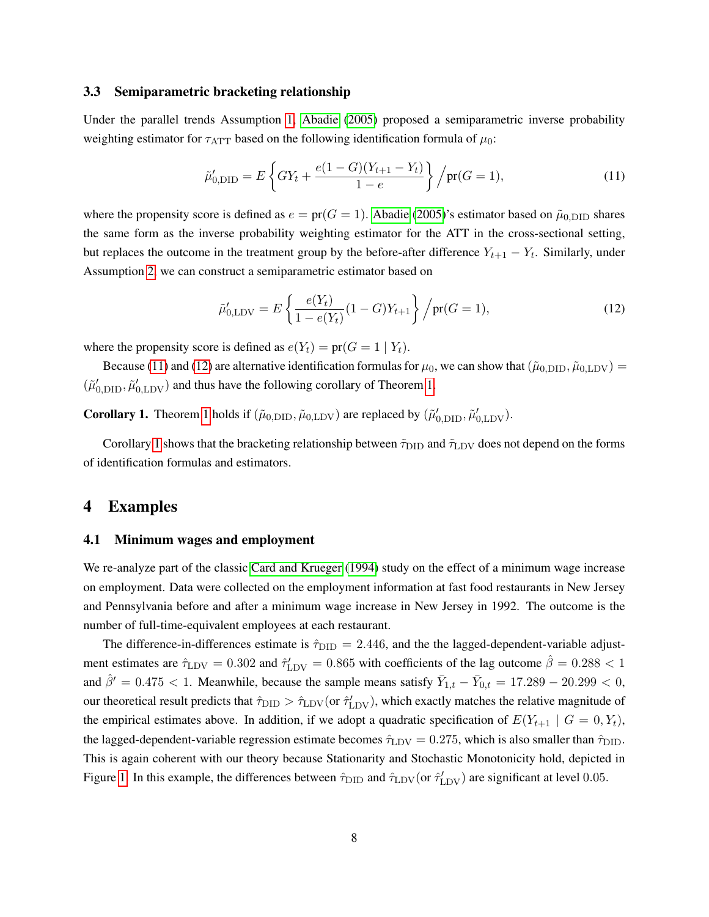### 3.3 Semiparametric bracketing relationship

Under the parallel trends Assumption 1, Abadie (2005) proposed a semiparametric inverse probability weighting estimator for $\tau_{\text{ATT}}$ based on the following identification formula of $\mu_0$:

$$\tilde{\mu}'_{0,\text{DID}} = E\left\{ GY_t + \frac{e(1-G)(Y_{t+1} - Y_t)}{1-e} \right\} \Big/ \text{pr}(G = 1), \tag{11}$$

where the propensity score is defined as $e = \text{pr}(G = 1)$. Abadie (2005)'s estimator based on $\tilde{\mu}_{0,\text{DID}}$ shares the same form as the inverse probability weighting estimator for the ATT in the cross-sectional setting, but replaces the outcome in the treatment group by the before-after difference $Y_{t+1} - Y_t$. Similarly, under Assumption 2, we can construct a semiparametric estimator based on

$$\tilde{\mu}'_{0,\text{LDV}} = E\left\{ \frac{e(Y_t)}{1 - e(Y_t)}(1-G)Y_{t+1} \right\} \Big/ \text{pr}(G = 1), \tag{12}$$

where the propensity score is defined as $e(Y_t) = \text{pr}(G = 1 \mid Y_t)$.

Because (11) and (12) are alternative identification formulas for $\mu_0$, we can show that $(\tilde{\mu}_{0,\text{DID}}, \tilde{\mu}_{0,\text{LDV}}) = (\tilde{\mu}'_{0,\text{DID}}, \tilde{\mu}'_{0,\text{LDV}})$ and thus have the following corollary of Theorem 1.

**Corollary 1.** Theorem 1 holds if $(\tilde{\mu}_{0,\text{DID}}, \tilde{\mu}_{0,\text{LDV}})$ are replaced by $(\tilde{\mu}'_{0,\text{DID}}, \tilde{\mu}'_{0,\text{LDV}})$.

Corollary 1 shows that the bracketing relationship between $\tilde{\tau}_{\text{DID}}$ and $\tilde{\tau}_{\text{LDV}}$ does not depend on the forms of identification formulas and estimators.

## 4 Examples

### 4.1 Minimum wages and employment

We re-analyze part of the classic Card and Krueger (1994) study on the effect of a minimum wage increase on employment. Data were collected on the employment information at fast food restaurants in New Jersey and Pennsylvania before and after a minimum wage increase in New Jersey in 1992. The outcome is the number of full-time-equivalent employees at each restaurant.

The difference-in-differences estimate is $\hat{\tau}_{\text{DID}} = 2.446$, and the the lagged-dependent-variable adjustment estimates are $\hat{\tau}_{\text{LDV}} = 0.302$ and $\hat{\tau}'_{\text{LDV}} = 0.865$ with coefficients of the lag outcome $\hat{\beta} = 0.288 < 1$ and $\hat{\beta}' = 0.475 < 1$. Meanwhile, because the sample means satisfy $\bar{Y}_{1,t} - \bar{Y}_{0,t} = 17.289 - 20.299 < 0$, our theoretical result predicts that $\hat{\tau}_{\text{DID}} > \hat{\tau}_{\text{LDV}}$(or $\hat{\tau}'_{\text{LDV}}$), which exactly matches the relative magnitude of the empirical estimates above. In addition, if we adopt a quadratic specification of $E(Y_{t+1} \mid G = 0, Y_t)$, the lagged-dependent-variable regression estimate becomes $\hat{\tau}_{\text{LDV}} = 0.275$, which is also smaller than $\hat{\tau}_{\text{DID}}$. This is again coherent with our theory because Stationarity and Stochastic Monotonicity hold, depicted in Figure 1. In this example, the differences between $\hat{\tau}_{\text{DID}}$ and $\hat{\tau}_{\text{LDV}}$(or $\hat{\tau}'_{\text{LDV}}$) are significant at level 0.05.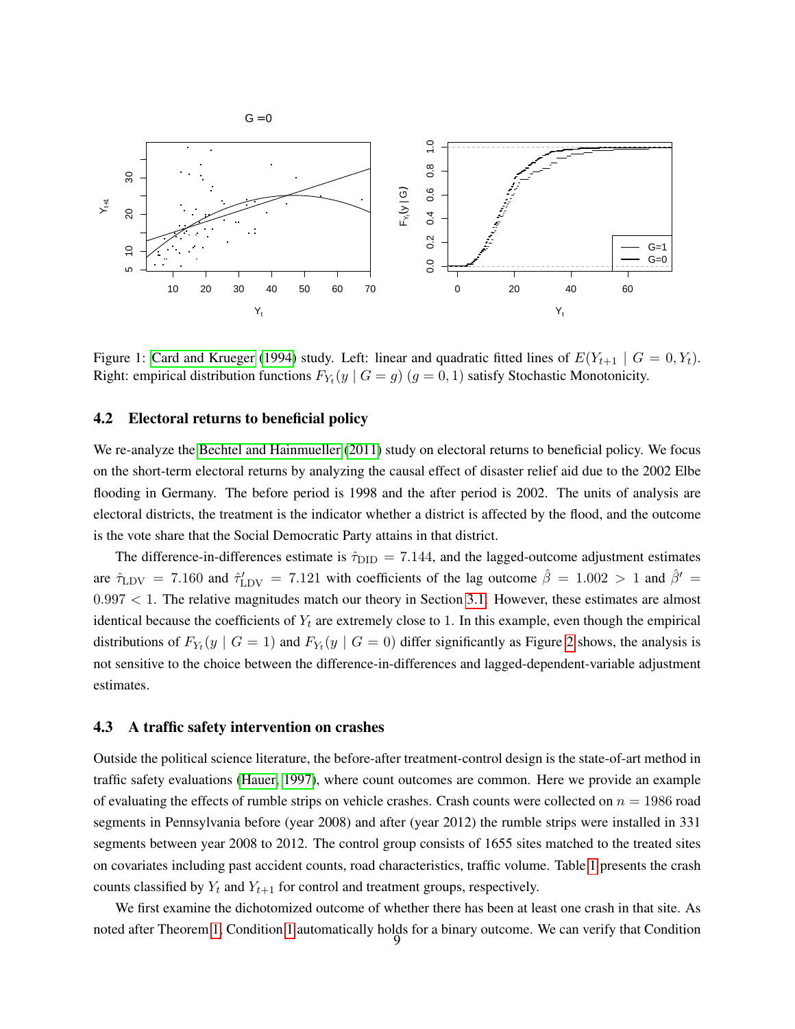Figure 1: Card and Krueger (1994) study. Left: linear and quadratic fitted lines of $E(Y_{t+1} \mid G = 0, Y_t)$. Right: empirical distribution functions $F_{Y_t}(y \mid G = g)$ $(g = 0, 1)$ satisfy Stochastic Monotonicity.

### 4.2 Electoral returns to beneficial policy

We re-analyze the Bechtel and Hainmueller (2011) study on electoral returns to beneficial policy. We focus on the short-term electoral returns by analyzing the causal effect of disaster relief aid due to the 2002 Elbe flooding in Germany. The before period is 1998 and the after period is 2002. The units of analysis are electoral districts, the treatment is the indicator whether a district is affected by the flood, and the outcome is the vote share that the Social Democratic Party attains in that district.

The difference-in-differences estimate is $\hat{\tau}_{\text{DID}} = 7.144$, and the lagged-outcome adjustment estimates are $\hat{\tau}_{\text{LDV}} = 7.160$ and $\hat{\tau}'_{\text{LDV}} = 7.121$ with coefficients of the lag outcome $\hat{\beta} = 1.002 > 1$ and $\hat{\beta}' = 0.997 < 1$. The relative magnitudes match our theory in Section 3.1. However, these estimates are almost identical because the coefficients of $Y_t$ are extremely close to 1. In this example, even though the empirical distributions of $F_{Y_t}(y \mid G = 1)$ and $F_{Y_t}(y \mid G = 0)$ differ significantly as Figure 2 shows, the analysis is not sensitive to the choice between the difference-in-differences and lagged-dependent-variable adjustment estimates.

### 4.3 A traffic safety intervention on crashes

Outside the political science literature, the before-after treatment-control design is the state-of-art method in traffic safety evaluations (Hauer, 1997), where count outcomes are common. Here we provide an example of evaluating the effects of rumble strips on vehicle crashes. Crash counts were collected on $n = 1986$ road segments in Pennsylvania before (year 2008) and after (year 2012) the rumble strips were installed in 331 segments between year 2008 to 2012. The control group consists of 1655 sites matched to the treated sites on covariates including past accident counts, road characteristics, traffic volume. Table 1 presents the crash counts classified by $Y_t$ and $Y_{t+1}$ for control and treatment groups, respectively.

We first examine the dichotomized outcome of whether there has been at least one crash in that site. As noted after Theorem 1, Condition 1 automatically holds for a binary outcome. We can verify that Condition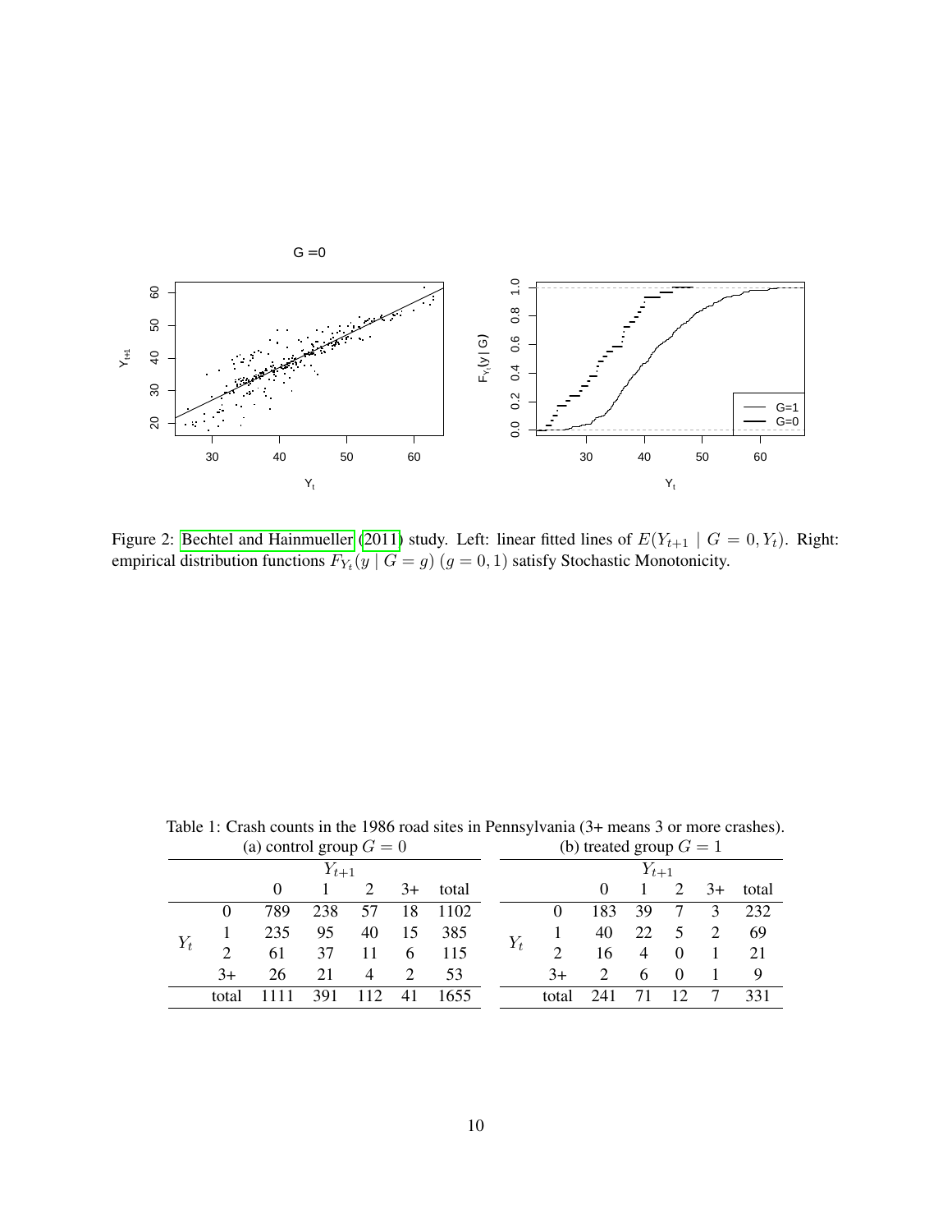Figure 2: Bechtel and Hainmueller (2011) study. Left: linear fitted lines of $E(Y_{t+1} \mid G = 0, Y_t)$. Right: empirical distribution functions $F_{Y_t}(y \mid G = g)$ $(g = 0, 1)$ satisfy Stochastic Monotonicity.

Table 1: Crash counts in the 1986 road sites in Pennsylvania (3+ means 3 or more crashes).

(a) control group $G = 0$

| | | $Y_{t+1}$ | | | | |
|---|---|---|---|---|---|---|
| | | 0 | 1 | 2 | 3+ | total |
| $Y_t$ | 0 | 789 | 238 | 57 | 18 | 1102 |
| | 1 | 235 | 95 | 40 | 15 | 385 |
| | 2 | 61 | 37 | 11 | 6 | 115 |
| | 3+ | 26 | 21 | 4 | 2 | 53 |
| | total | 1111 | 391 | 112 | 41 | 1655 |

(b) treated group $G = 1$

| | | $Y_{t+1}$ | | | | |
|---|---|---|---|---|---|---|
| | | 0 | 1 | 2 | 3+ | total |
| $Y_t$ | 0 | 183 | 39 | 7 | 3 | 232 |
| | 1 | 40 | 22 | 5 | 2 | 69 |
| | 2 | 16 | 4 | 0 | 1 | 21 |
| | 3+ | 2 | 6 | 0 | 1 | 9 |
| | total | 241 | 71 | 12 | 7 | 331 |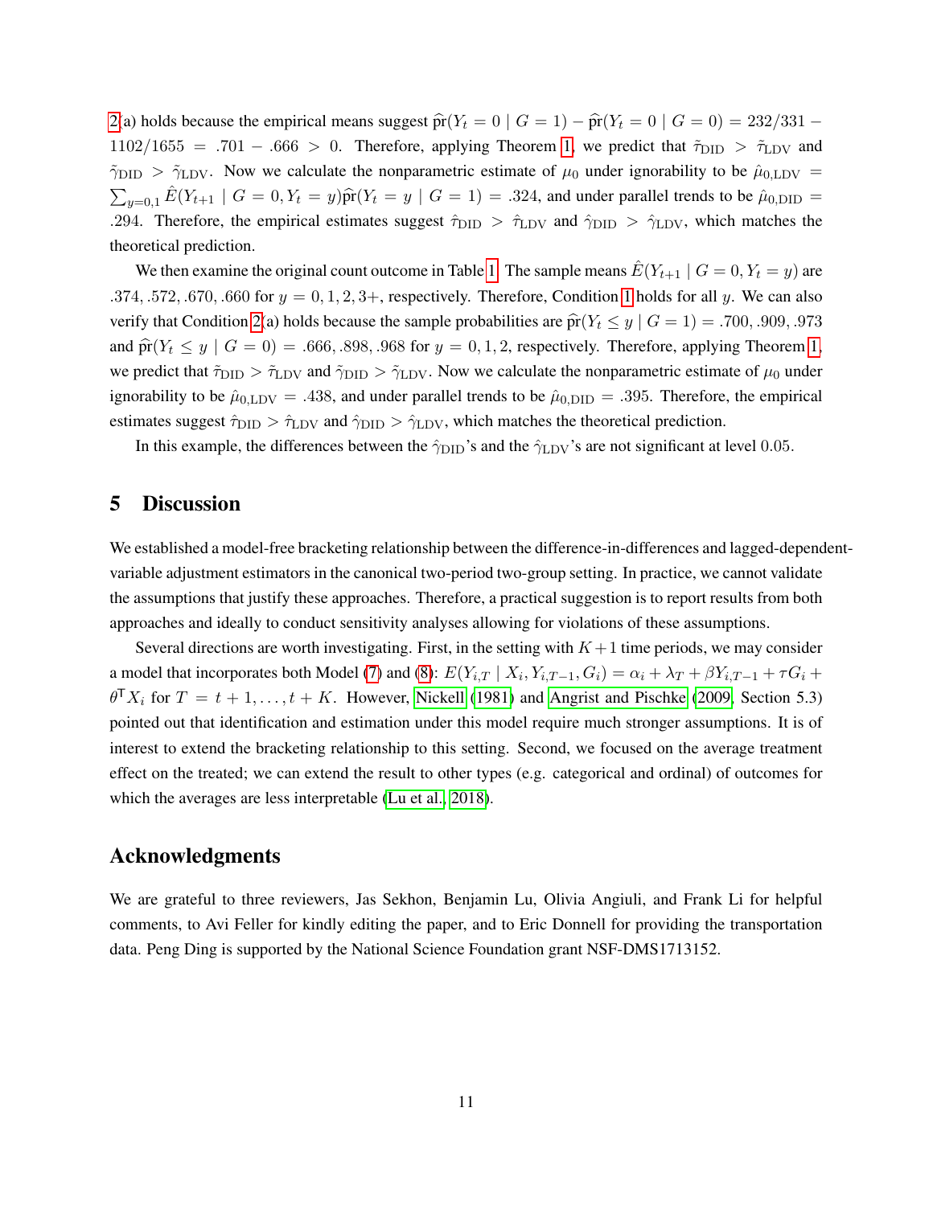2(a) holds because the empirical means suggest $\widehat{\text{pr}}(Y_t = 0 \mid G = 1) - \widehat{\text{pr}}(Y_t = 0 \mid G = 0) = 232/331 - 1102/1655 = .701 - .666 > 0$. Therefore, applying Theorem 1, we predict that $\tilde{\tau}_{\text{DID}} > \tilde{\tau}_{\text{LDV}}$ and $\tilde{\gamma}_{\text{DID}} > \tilde{\gamma}_{\text{LDV}}$. Now we calculate the nonparametric estimate of $\mu_0$ under ignorability to be $\hat{\mu}_{0,\text{LDV}} = \sum_{y=0,1} \hat{E}(Y_{t+1} \mid G = 0, Y_t = y)\widehat{\text{pr}}(Y_t = y \mid G = 1) = .324$, and under parallel trends to be $\hat{\mu}_{0,\text{DID}} = .294$. Therefore, the empirical estimates suggest $\hat{\tau}_{\text{DID}} > \hat{\tau}_{\text{LDV}}$ and $\hat{\gamma}_{\text{DID}} > \hat{\gamma}_{\text{LDV}}$, which matches the theoretical prediction.

We then examine the original count outcome in Table 1. The sample means $\hat{E}(Y_{t+1} \mid G = 0, Y_t = y)$ are $.374, .572, .670, .660$ for $y = 0, 1, 2, 3+$, respectively. Therefore, Condition 1 holds for all $y$. We can also verify that Condition 2(a) holds because the sample probabilities are $\widehat{\text{pr}}(Y_t \le y \mid G = 1) = .700, .909, .973$ and $\widehat{\text{pr}}(Y_t \le y \mid G = 0) = .666, .898, .968$ for $y = 0, 1, 2$, respectively. Therefore, applying Theorem 1, we predict that $\tilde{\tau}_{\text{DID}} > \tilde{\tau}_{\text{LDV}}$ and $\tilde{\gamma}_{\text{DID}} > \tilde{\gamma}_{\text{LDV}}$. Now we calculate the nonparametric estimate of $\mu_0$ under ignorability to be $\hat{\mu}_{0,\text{LDV}} = .438$, and under parallel trends to be $\hat{\mu}_{0,\text{DID}} = .395$. Therefore, the empirical estimates suggest $\hat{\tau}_{\text{DID}} > \hat{\tau}_{\text{LDV}}$ and $\hat{\gamma}_{\text{DID}} > \hat{\gamma}_{\text{LDV}}$, which matches the theoretical prediction.

In this example, the differences between the $\hat{\gamma}_{\text{DID}}$'s and the $\hat{\gamma}_{\text{LDV}}$'s are not significant at level $0.05$.

## 5 Discussion

We established a model-free bracketing relationship between the difference-in-differences and lagged-dependent-variable adjustment estimators in the canonical two-period two-group setting. In practice, we cannot validate the assumptions that justify these approaches. Therefore, a practical suggestion is to report results from both approaches and ideally to conduct sensitivity analyses allowing for violations of these assumptions.

Several directions are worth investigating. First, in the setting with $K+1$ time periods, we may consider a model that incorporates both Model (7) and (8): $E(Y_{i,T} \mid X_i, Y_{i,T-1}, G_i) = \alpha_i + \lambda_T + \beta Y_{i,T-1} + \tau G_i + \theta^{\mathsf{T}} X_i$ for $T = t+1, \ldots, t+K$. However, Nickell (1981) and Angrist and Pischke (2009, Section 5.3) pointed out that identification and estimation under this model require much stronger assumptions. It is of interest to extend the bracketing relationship to this setting. Second, we focused on the average treatment effect on the treated; we can extend the result to other types (e.g. categorical and ordinal) of outcomes for which the averages are less interpretable (Lu et al., 2018).

## Acknowledgments

We are grateful to three reviewers, Jas Sekhon, Benjamin Lu, Olivia Angiuli, and Frank Li for helpful comments, to Avi Feller for kindly editing the paper, and to Eric Donnell for providing the transportation data. Peng Ding is supported by the National Science Foundation grant NSF-DMS1713152.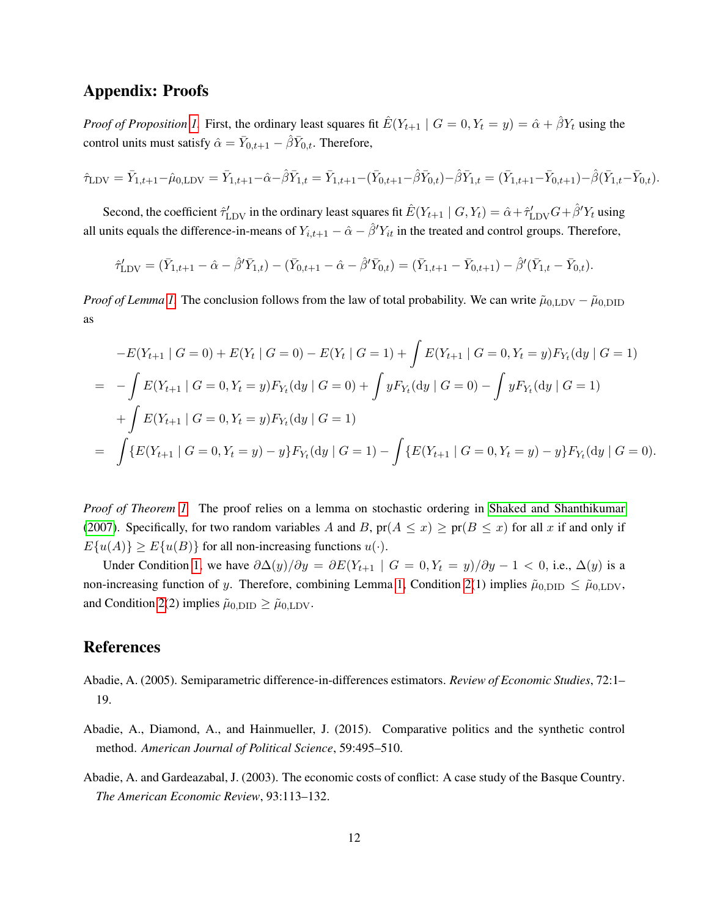## Appendix: Proofs

*Proof of Proposition 1.* First, the ordinary least squares fit $\hat{E}(Y_{t+1} \mid G = 0, Y_t = y) = \hat{\alpha} + \hat{\beta} Y_t$ using the control units must satisfy $\hat{\alpha} = \bar{Y}_{0,t+1} - \hat{\beta}\bar{Y}_{0,t}$. Therefore,

$$\hat{\tau}_{\text{LDV}} = \bar{Y}_{1,t+1} - \hat{\mu}_{0,\text{LDV}} = \bar{Y}_{1,t+1} - \hat{\alpha} - \hat{\beta}\bar{Y}_{1,t} = \bar{Y}_{1,t+1} - (\bar{Y}_{0,t+1} - \hat{\beta}\bar{Y}_{0,t}) - \hat{\beta}\bar{Y}_{1,t} = (\bar{Y}_{1,t+1} - \bar{Y}_{0,t+1}) - \hat{\beta}(\bar{Y}_{1,t} - \bar{Y}_{0,t}).$$

Second, the coefficient $\hat{\tau}'_{\text{LDV}}$ in the ordinary least squares fit $\hat{E}(Y_{t+1} \mid G, Y_t) = \hat{\alpha} + \hat{\tau}'_{\text{LDV}} G + \hat{\beta}' Y_t$ using all units equals the difference-in-means of $Y_{i,t+1} - \hat{\alpha} - \hat{\beta}' Y_{it}$ in the treated and control groups. Therefore,

$$\hat{\tau}'_{\text{LDV}} = (\bar{Y}_{1,t+1} - \hat{\alpha} - \hat{\beta}'\bar{Y}_{1,t}) - (\bar{Y}_{0,t+1} - \hat{\alpha} - \hat{\beta}'\bar{Y}_{0,t}) = (\bar{Y}_{1,t+1} - \bar{Y}_{0,t+1}) - \hat{\beta}'(\bar{Y}_{1,t} - \bar{Y}_{0,t}).$$

*Proof of Lemma 1.* The conclusion follows from the law of total probability. We can write $\tilde{\mu}_{0,\text{LDV}} - \tilde{\mu}_{0,\text{DID}}$ as

$$\begin{aligned}
& -E(Y_{t+1} \mid G = 0) + E(Y_t \mid G = 0) - E(Y_t \mid G = 1) + \int E(Y_{t+1} \mid G = 0, Y_t = y) F_{Y_t}(\mathrm{d}y \mid G = 1) \\
= & -\int E(Y_{t+1} \mid G = 0, Y_t = y) F_{Y_t}(\mathrm{d}y \mid G = 0) + \int y F_{Y_t}(\mathrm{d}y \mid G = 0) - \int y F_{Y_t}(\mathrm{d}y \mid G = 1) \\
& + \int E(Y_{t+1} \mid G = 0, Y_t = y) F_{Y_t}(\mathrm{d}y \mid G = 1) \\
= & \int \{E(Y_{t+1} \mid G = 0, Y_t = y) - y\} F_{Y_t}(\mathrm{d}y \mid G = 1) - \int \{E(Y_{t+1} \mid G = 0, Y_t = y) - y\} F_{Y_t}(\mathrm{d}y \mid G = 0).
\end{aligned}$$

*Proof of Theorem 1.* The proof relies on a lemma on stochastic ordering in Shaked and Shanthikumar (2007). Specifically, for two random variables $A$ and $B$, $\text{pr}(A \leq x) \geq \text{pr}(B \leq x)$ for all $x$ if and only if $E\{u(A)\} \geq E\{u(B)\}$ for all non-increasing functions $u(\cdot)$.

Under Condition 1, we have $\partial \Delta(y)/\partial y = \partial E(Y_{t+1} \mid G = 0, Y_t = y)/\partial y - 1 < 0$, i.e., $\Delta(y)$ is a non-increasing function of $y$. Therefore, combining Lemma 1, Condition 2(1) implies $\tilde{\mu}_{0,\text{DID}} \leq \tilde{\mu}_{0,\text{LDV}}$, and Condition 2(2) implies $\tilde{\mu}_{0,\text{DID}} \geq \tilde{\mu}_{0,\text{LDV}}$.

## References

Abadie, A. (2005). Semiparametric difference-in-differences estimators. *Review of Economic Studies*, 72:1–19.

Abadie, A., Diamond, A., and Hainmueller, J. (2015). Comparative politics and the synthetic control method. *American Journal of Political Science*, 59:495–510.

Abadie, A. and Gardeazabal, J. (2003). The economic costs of conflict: A case study of the Basque Country. *The American Economic Review*, 93:113–132.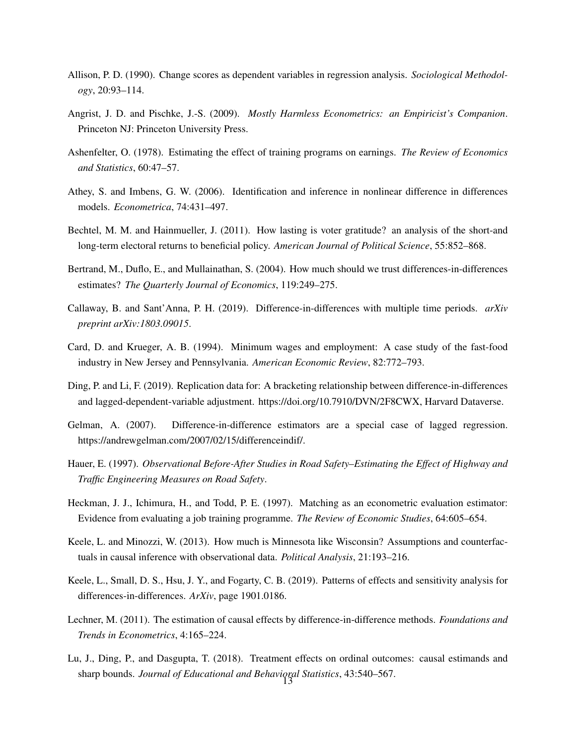Allison, P. D. (1990). Change scores as dependent variables in regression analysis. *Sociological Methodology*, 20:93–114.

Angrist, J. D. and Pischke, J.-S. (2009). *Mostly Harmless Econometrics: an Empiricist's Companion*. Princeton NJ: Princeton University Press.

Ashenfelter, O. (1978). Estimating the effect of training programs on earnings. *The Review of Economics and Statistics*, 60:47–57.

Athey, S. and Imbens, G. W. (2006). Identification and inference in nonlinear difference in differences models. *Econometrica*, 74:431–497.

Bechtel, M. M. and Hainmueller, J. (2011). How lasting is voter gratitude? an analysis of the short-and long-term electoral returns to beneficial policy. *American Journal of Political Science*, 55:852–868.

Bertrand, M., Duflo, E., and Mullainathan, S. (2004). How much should we trust differences-in-differences estimates? *The Quarterly Journal of Economics*, 119:249–275.

Callaway, B. and Sant'Anna, P. H. (2019). Difference-in-differences with multiple time periods. *arXiv preprint arXiv:1803.09015*.

Card, D. and Krueger, A. B. (1994). Minimum wages and employment: A case study of the fast-food industry in New Jersey and Pennsylvania. *American Economic Review*, 82:772–793.

Ding, P. and Li, F. (2019). Replication data for: A bracketing relationship between difference-in-differences and lagged-dependent-variable adjustment. https://doi.org/10.7910/DVN/2F8CWX, Harvard Dataverse.

Gelman, A. (2007). Difference-in-difference estimators are a special case of lagged regression. https://andrewgelman.com/2007/02/15/differenceindif/.

Hauer, E. (1997). *Observational Before-After Studies in Road Safety–Estimating the Effect of Highway and Traffic Engineering Measures on Road Safety*.

Heckman, J. J., Ichimura, H., and Todd, P. E. (1997). Matching as an econometric evaluation estimator: Evidence from evaluating a job training programme. *The Review of Economic Studies*, 64:605–654.

Keele, L. and Minozzi, W. (2013). How much is Minnesota like Wisconsin? Assumptions and counterfactuals in causal inference with observational data. *Political Analysis*, 21:193–216.

Keele, L., Small, D. S., Hsu, J. Y., and Fogarty, C. B. (2019). Patterns of effects and sensitivity analysis for differences-in-differences. *ArXiv*, page 1901.0186.

Lechner, M. (2011). The estimation of causal effects by difference-in-difference methods. *Foundations and Trends in Econometrics*, 4:165–224.

Lu, J., Ding, P., and Dasgupta, T. (2018). Treatment effects on ordinal outcomes: causal estimands and sharp bounds. *Journal of Educational and Behavioral Statistics*, 43:540–567.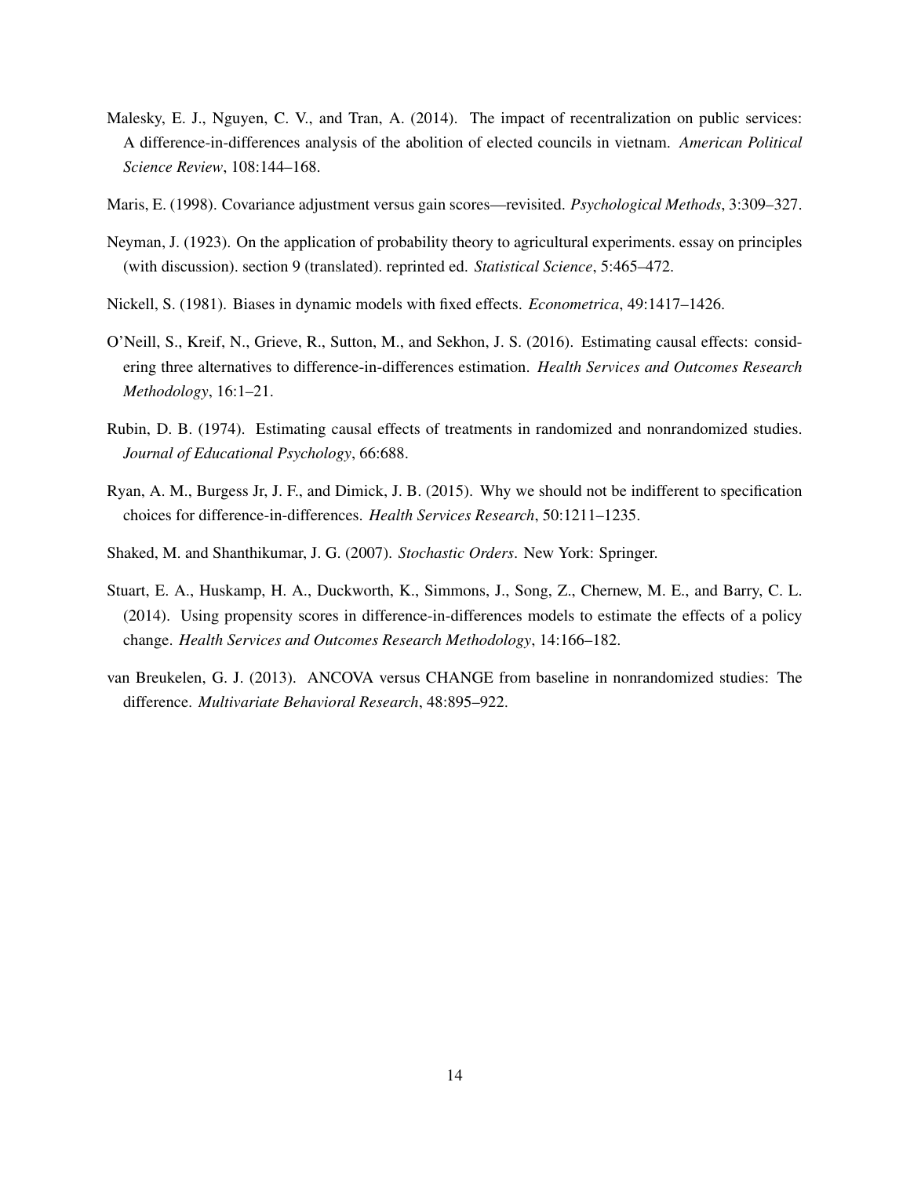Malesky, E. J., Nguyen, C. V., and Tran, A. (2014). The impact of recentralization on public services: A difference-in-differences analysis of the abolition of elected councils in vietnam. *American Political Science Review*, 108:144–168.

Maris, E. (1998). Covariance adjustment versus gain scores—revisited. *Psychological Methods*, 3:309–327.

Neyman, J. (1923). On the application of probability theory to agricultural experiments. essay on principles (with discussion). section 9 (translated). reprinted ed. *Statistical Science*, 5:465–472.

Nickell, S. (1981). Biases in dynamic models with fixed effects. *Econometrica*, 49:1417–1426.

O'Neill, S., Kreif, N., Grieve, R., Sutton, M., and Sekhon, J. S. (2016). Estimating causal effects: considering three alternatives to difference-in-differences estimation. *Health Services and Outcomes Research Methodology*, 16:1–21.

Rubin, D. B. (1974). Estimating causal effects of treatments in randomized and nonrandomized studies. *Journal of Educational Psychology*, 66:688.

Ryan, A. M., Burgess Jr, J. F., and Dimick, J. B. (2015). Why we should not be indifferent to specification choices for difference-in-differences. *Health Services Research*, 50:1211–1235.

Shaked, M. and Shanthikumar, J. G. (2007). *Stochastic Orders*. New York: Springer.

Stuart, E. A., Huskamp, H. A., Duckworth, K., Simmons, J., Song, Z., Chernew, M. E., and Barry, C. L. (2014). Using propensity scores in difference-in-differences models to estimate the effects of a policy change. *Health Services and Outcomes Research Methodology*, 14:166–182.

van Breukelen, G. J. (2013). ANCOVA versus CHANGE from baseline in nonrandomized studies: The difference. *Multivariate Behavioral Research*, 48:895–922.